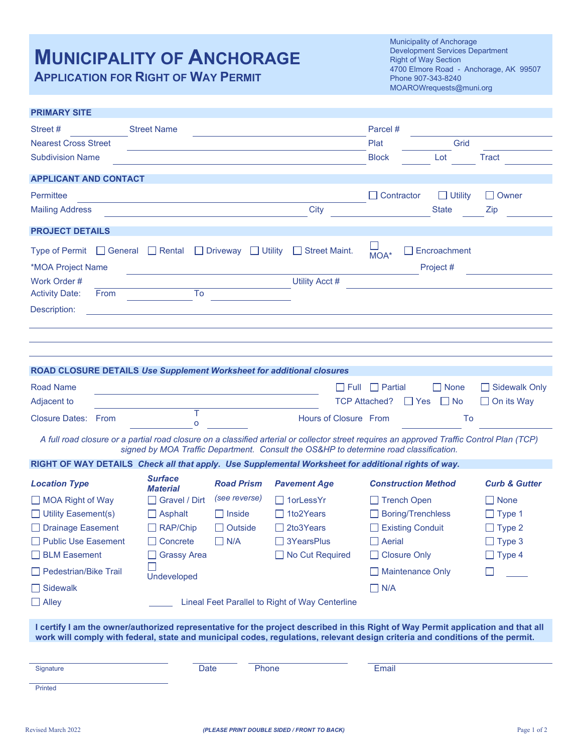# MUNICIPALITY OF ANCHORAGE

## APPLICATION FOR RIGHT OF WAY PERMIT

Municipality of Anchorage
Development Services Department
Right of Way Section
4700 Elmore Road - Anchorage, AK 99507
Phone 907-343-8240
MOAROWrequests@muni.org

### PRIMARY SITE

Street # ________ Street Name ______________________ Parcel # ______________

Nearest Cross Street ______________________ Plat ________ Grid ________

Subdivision Name ______________________ Block ________ Lot ________ Tract ________

### APPLICANT AND CONTACT

Permittee ______________________ ☐ Contractor ☐ Utility ☐ Owner

Mailing Address ______________________ City ______________ State ________ Zip ________

### PROJECT DETAILS

Type of Permit ☐ General ☐ Rental ☐ Driveway ☐ Utility ☐ Street Maint. ☐ MOA* ☐ Encroachment

*MOA Project Name ______________________ Project # ______________

Work Order # ______________________ Utility Acct # ______________

Activity Date: From ______________ To ______________

Description: ____________________________________________

### ROAD CLOSURE DETAILS *Use Supplement Worksheet for additional closures*

Road Name ______________________ ☐ Full ☐ Partial ☐ None ☐ Sidewalk Only

Adjacent to ______________________ TCP Attached? ☐ Yes ☐ No ☐ On its Way

Closure Dates: From ______________ To ______________ Hours of Closure From ______________ To ______________

*A full road closure or a partial road closure on a classified arterial or collector street requires an approved Traffic Control Plan (TCP) signed by MOA Traffic Department. Consult the OS&HP to determine road classification.*

### RIGHT OF WAY DETAILS *Check all that apply. Use Supplemental Worksheet for additional rights of way.*

| *Location Type* | *Surface Material* | *Road Prism* | *Pavement Age* | *Construction Method* | *Curb & Gutter* |
|---|---|---|---|---|---|
| ☐ MOA Right of Way | ☐ Gravel / Dirt | *(see reverse)* | ☐ 1orLessYr | ☐ Trench Open | ☐ None |
| ☐ Utility Easement(s) | ☐ Asphalt | ☐ Inside | ☐ 1to2Years | ☐ Boring/Trenchless | ☐ Type 1 |
| ☐ Drainage Easement | ☐ RAP/Chip | ☐ Outside | ☐ 2to3Years | ☐ Existing Conduit | ☐ Type 2 |
| ☐ Public Use Easement | ☐ Concrete | ☐ N/A | ☐ 3YearsPlus | ☐ Aerial | ☐ Type 3 |
| ☐ BLM Easement | ☐ Grassy Area | | ☐ No Cut Required | ☐ Closure Only | ☐ Type 4 |
| ☐ Pedestrian/Bike Trail | ☐ Undeveloped | | | ☐ Maintenance Only | ☐ ______ |
| ☐ Sidewalk | | | | ☐ N/A | |
| ☐ Alley | ______ Lineal Feet Parallel to Right of Way Centerline | | | | |

**I certify I am the owner/authorized representative for the project described in this Right of Way Permit application and that all work will comply with federal, state and municipal codes, regulations, relevant design criteria and conditions of the permit.**

______________________ Signature

______________________ Date

______________________ Phone

______________________ Email

______________________ Printed

Revised March 2022

***(PLEASE PRINT DOUBLE SIDED / FRONT TO BACK)***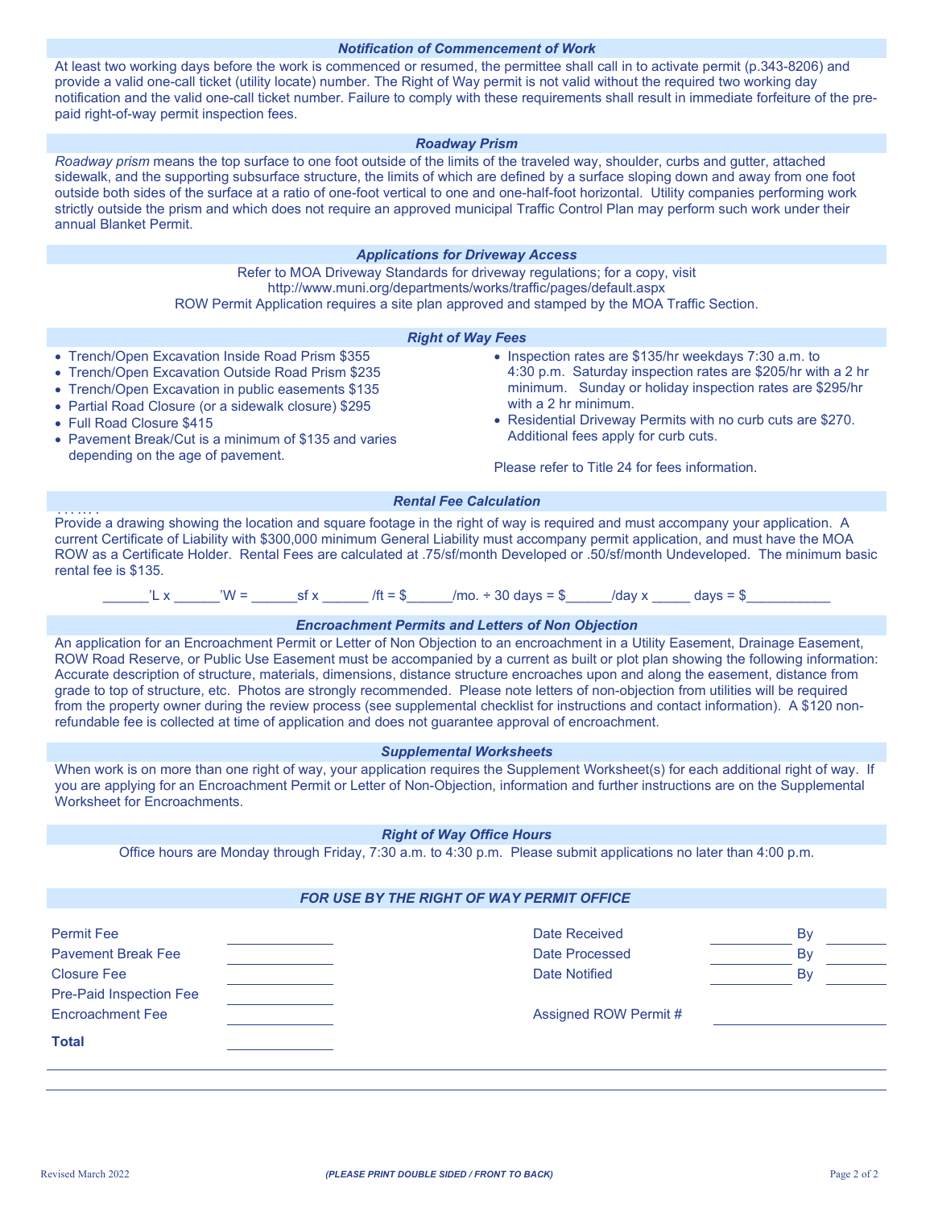### *Notification of Commencement of Work*

At least two working days before the work is commenced or resumed, the permittee shall call in to activate permit (p.343-8206) and provide a valid one-call ticket (utility locate) number. The Right of Way permit is not valid without the required two working day notification and the valid one-call ticket number. Failure to comply with these requirements shall result in immediate forfeiture of the pre-paid right-of-way permit inspection fees.

### *Roadway Prism*

*Roadway prism* means the top surface to one foot outside of the limits of the traveled way, shoulder, curbs and gutter, attached sidewalk, and the supporting subsurface structure, the limits of which are defined by a surface sloping down and away from one foot outside both sides of the surface at a ratio of one-foot vertical to one and one-half-foot horizontal. Utility companies performing work strictly outside the prism and which does not require an approved municipal Traffic Control Plan may perform such work under their annual Blanket Permit.

### *Applications for Driveway Access*

Refer to MOA Driveway Standards for driveway regulations; for a copy, visit
http://www.muni.org/departments/works/traffic/pages/default.aspx
ROW Permit Application requires a site plan approved and stamped by the MOA Traffic Section.

### *Right of Way Fees*

- Trench/Open Excavation Inside Road Prism $355
- Trench/Open Excavation Outside Road Prism $235
- Trench/Open Excavation in public easements $135
- Partial Road Closure (or a sidewalk closure) $295
- Full Road Closure $415
- Pavement Break/Cut is a minimum of $135 and varies depending on the age of pavement.
- Inspection rates are $135/hr weekdays 7:30 a.m. to 4:30 p.m. Saturday inspection rates are $205/hr with a 2 hr minimum. Sunday or holiday inspection rates are $295/hr with a 2 hr minimum.
- Residential Driveway Permits with no curb cuts are $270. Additional fees apply for curb cuts.

Please refer to Title 24 for fees information.

### *Rental Fee Calculation*

Provide a drawing showing the location and square footage in the right of way is required and must accompany your application. A current Certificate of Liability with $300,000 minimum General Liability must accompany permit application, and must have the MOA ROW as a Certificate Holder. Rental Fees are calculated at .75/sf/month Developed or .50/sf/month Undeveloped. The minimum basic rental fee is $135.

______'L x ______'W = ______sf x ______ /ft = $______/mo. ÷ 30 days = $______/day x _____ days = $___________

### *Encroachment Permits and Letters of Non Objection*

An application for an Encroachment Permit or Letter of Non Objection to an encroachment in a Utility Easement, Drainage Easement, ROW Road Reserve, or Public Use Easement must be accompanied by a current as built or plot plan showing the following information: Accurate description of structure, materials, dimensions, distance structure encroaches upon and along the easement, distance from grade to top of structure, etc. Photos are strongly recommended. Please note letters of non-objection from utilities will be required from the property owner during the review process (see supplemental checklist for instructions and contact information). A $120 non-refundable fee is collected at time of application and does not guarantee approval of encroachment.

### *Supplemental Worksheets*

When work is on more than one right of way, your application requires the Supplement Worksheet(s) for each additional right of way. If you are applying for an Encroachment Permit or Letter of Non-Objection, information and further instructions are on the Supplemental Worksheet for Encroachments.

### *Right of Way Office Hours*

Office hours are Monday through Friday, 7:30 a.m. to 4:30 p.m. Please submit applications no later than 4:00 p.m.

### *FOR USE BY THE RIGHT OF WAY PERMIT OFFICE*

| | | | | | |
|---|---|---|---|---|---|
| Permit Fee | ________ | Date Received | ________ | By | ________ |
| Pavement Break Fee | ________ | Date Processed | ________ | By | ________ |
| Closure Fee | ________ | Date Notified | ________ | By | ________ |
| Pre-Paid Inspection Fee | ________ | | | | |
| Encroachment Fee | ________ | Assigned ROW Permit # | ________ | | |
| **Total** | ________ | | | | |

Revised March 2022

*(PLEASE PRINT DOUBLE SIDED / FRONT TO BACK)*